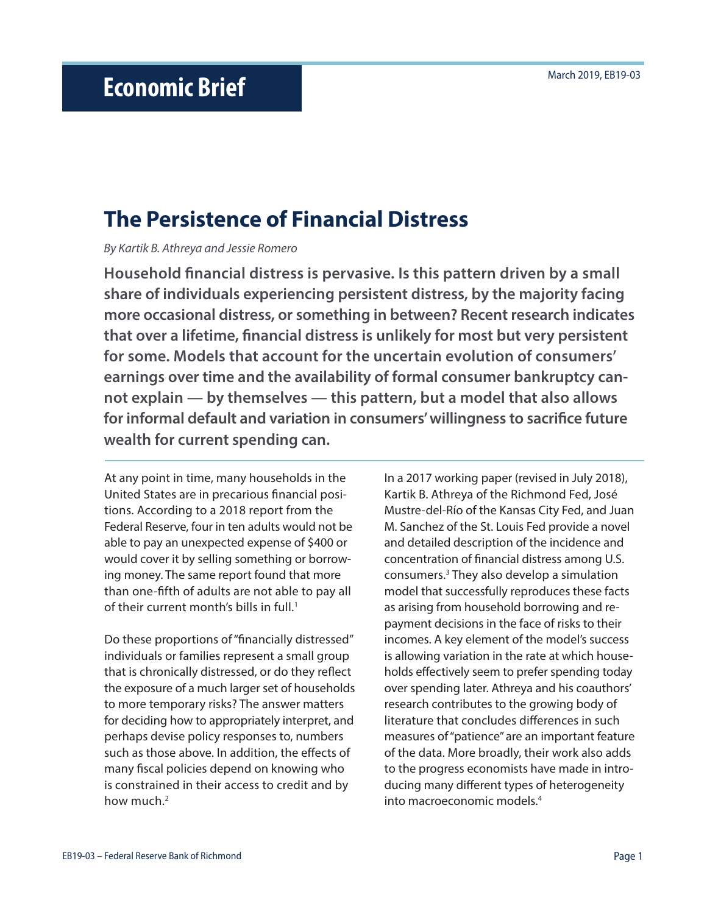# Economic Brief

March 2019, EB19-03

## The Persistence of Financial Distress

*By Kartik B. Athreya and Jessie Romero*

**Household financial distress is pervasive. Is this pattern driven by a small share of individuals experiencing persistent distress, by the majority facing more occasional distress, or something in between? Recent research indicates that over a lifetime, financial distress is unlikely for most but very persistent for some. Models that account for the uncertain evolution of consumers' earnings over time and the availability of formal consumer bankruptcy cannot explain — by themselves — this pattern, but a model that also allows for informal default and variation in consumers' willingness to sacrifice future wealth for current spending can.**

At any point in time, many households in the United States are in precarious financial positions. According to a 2018 report from the Federal Reserve, four in ten adults would not be able to pay an unexpected expense of $400 or would cover it by selling something or borrowing money. The same report found that more than one-fifth of adults are not able to pay all of their current month's bills in full.[1]

Do these proportions of "financially distressed" individuals or families represent a small group that is chronically distressed, or do they reflect the exposure of a much larger set of households to more temporary risks? The answer matters for deciding how to appropriately interpret, and perhaps devise policy responses to, numbers such as those above. In addition, the effects of many fiscal policies depend on knowing who is constrained in their access to credit and by how much.[2]

In a 2017 working paper (revised in July 2018), Kartik B. Athreya of the Richmond Fed, José Mustre-del-Río of the Kansas City Fed, and Juan M. Sanchez of the St. Louis Fed provide a novel and detailed description of the incidence and concentration of financial distress among U.S. consumers.[3] They also develop a simulation model that successfully reproduces these facts as arising from household borrowing and repayment decisions in the face of risks to their incomes. A key element of the model's success is allowing variation in the rate at which households effectively seem to prefer spending today over spending later. Athreya and his coauthors' research contributes to the growing body of literature that concludes differences in such measures of "patience" are an important feature of the data. More broadly, their work also adds to the progress economists have made in introducing many different types of heterogeneity into macroeconomic models.[4]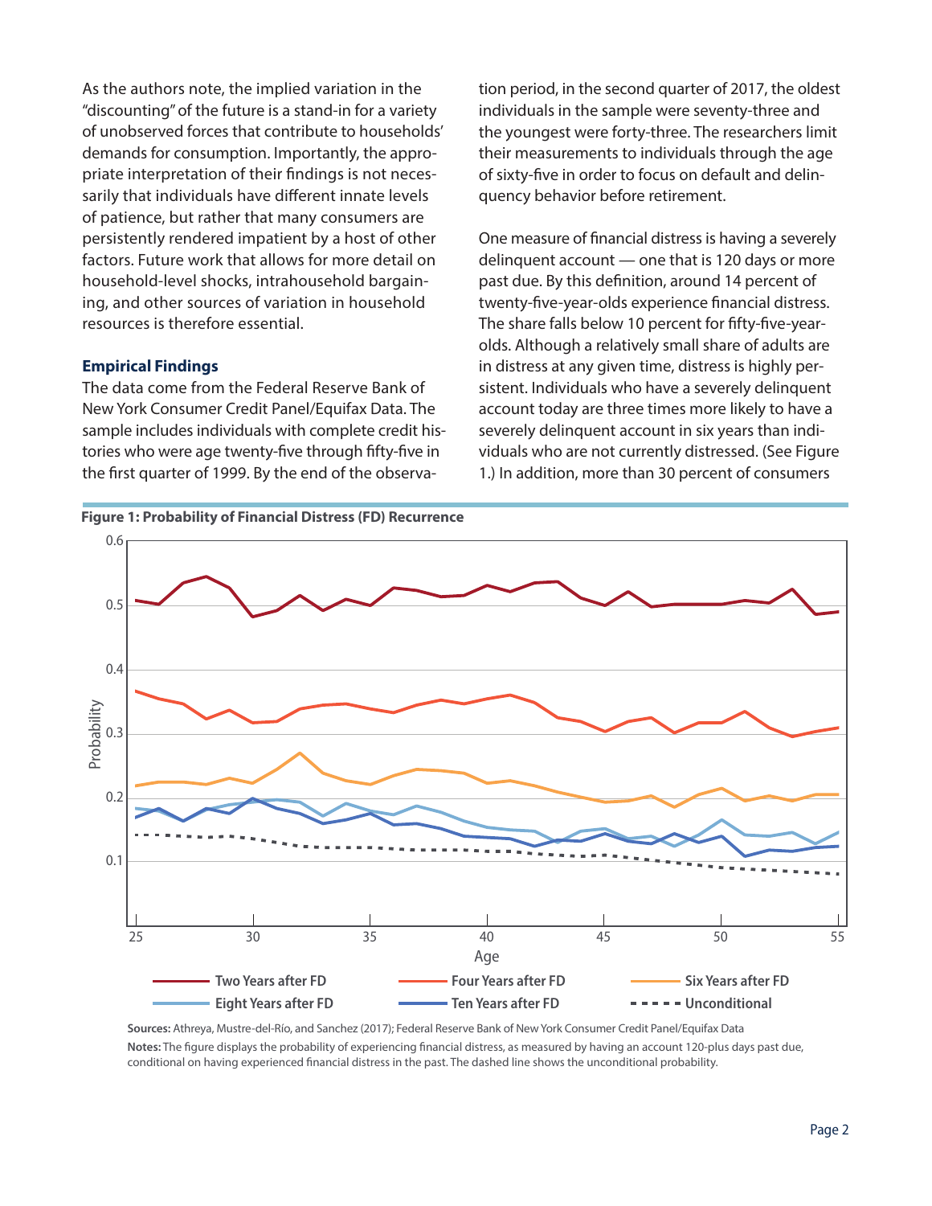As the authors note, the implied variation in the "discounting" of the future is a stand-in for a variety of unobserved forces that contribute to households' demands for consumption. Importantly, the appropriate interpretation of their findings is not necessarily that individuals have different innate levels of patience, but rather that many consumers are persistently rendered impatient by a host of other factors. Future work that allows for more detail on household-level shocks, intrahousehold bargaining, and other sources of variation in household resources is therefore essential.

## Empirical Findings

The data come from the Federal Reserve Bank of New York Consumer Credit Panel/Equifax Data. The sample includes individuals with complete credit histories who were age twenty-five through fifty-five in the first quarter of 1999. By the end of the observation period, in the second quarter of 2017, the oldest individuals in the sample were seventy-three and the youngest were forty-three. The researchers limit their measurements to individuals through the age of sixty-five in order to focus on default and delinquency behavior before retirement.

One measure of financial distress is having a severely delinquent account — one that is 120 days or more past due. By this definition, around 14 percent of twenty-five-year-olds experience financial distress. The share falls below 10 percent for fifty-five-year-olds. Although a relatively small share of adults are in distress at any given time, distress is highly persistent. Individuals who have a severely delinquent account today are three times more likely to have a severely delinquent account in six years than individuals who are not currently distressed. (See Figure 1.) In addition, more than 30 percent of consumers

**Figure 1: Probability of Financial Distress (FD) Recurrence**

**Sources:** Athreya, Mustre-del-Río, and Sanchez (2017); Federal Reserve Bank of New York Consumer Credit Panel/Equifax Data

**Notes:** The figure displays the probability of experiencing financial distress, as measured by having an account 120-plus days past due, conditional on having experienced financial distress in the past. The dashed line shows the unconditional probability.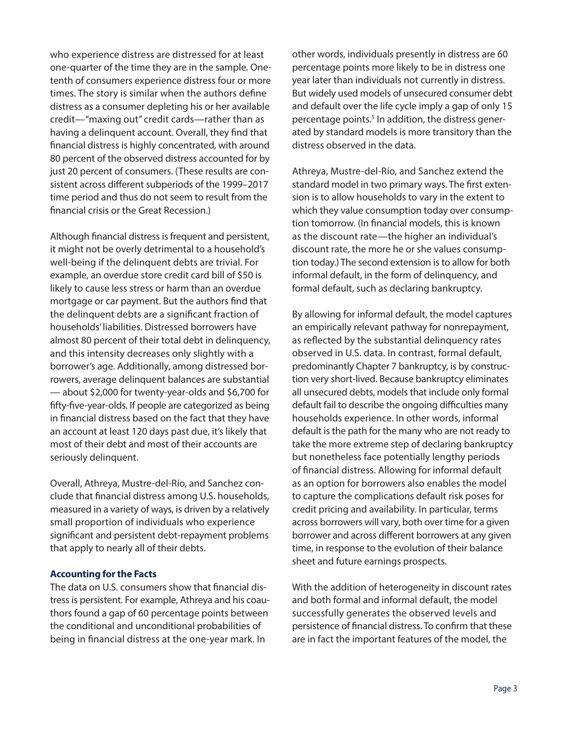who experience distress are distressed for at least one-quarter of the time they are in the sample. One-tenth of consumers experience distress four or more times. The story is similar when the authors define distress as a consumer depleting his or her available credit—"maxing out" credit cards—rather than as having a delinquent account. Overall, they find that financial distress is highly concentrated, with around 80 percent of the observed distress accounted for by just 20 percent of consumers. (These results are consistent across different subperiods of the 1999–2017 time period and thus do not seem to result from the financial crisis or the Great Recession.)

Although financial distress is frequent and persistent, it might not be overly detrimental to a household's well-being if the delinquent debts are trivial. For example, an overdue store credit card bill of $50 is likely to cause less stress or harm than an overdue mortgage or car payment. But the authors find that the delinquent debts are a significant fraction of households' liabilities. Distressed borrowers have almost 80 percent of their total debt in delinquency, and this intensity decreases only slightly with a borrower's age. Additionally, among distressed borrowers, average delinquent balances are substantial — about $2,000 for twenty-year-olds and $6,700 for fifty-five-year-olds. If people are categorized as being in financial distress based on the fact that they have an account at least 120 days past due, it's likely that most of their debt and most of their accounts are seriously delinquent.

Overall, Athreya, Mustre-del-Río, and Sanchez conclude that financial distress among U.S. households, measured in a variety of ways, is driven by a relatively small proportion of individuals who experience significant and persistent debt-repayment problems that apply to nearly all of their debts.

### Accounting for the Facts

The data on U.S. consumers show that financial distress is persistent. For example, Athreya and his coauthors found a gap of 60 percentage points between the conditional and unconditional probabilities of being in financial distress at the one-year mark. In other words, individuals presently in distress are 60 percentage points more likely to be in distress one year later than individuals not currently in distress. But widely used models of unsecured consumer debt and default over the life cycle imply a gap of only 15 percentage points.[5] In addition, the distress generated by standard models is more transitory than the distress observed in the data.

Athreya, Mustre-del-Río, and Sanchez extend the standard model in two primary ways. The first extension is to allow households to vary in the extent to which they value consumption today over consumption tomorrow. (In financial models, this is known as the discount rate—the higher an individual's discount rate, the more he or she values consumption today.) The second extension is to allow for both informal default, in the form of delinquency, and formal default, such as declaring bankruptcy.

By allowing for informal default, the model captures an empirically relevant pathway for nonrepayment, as reflected by the substantial delinquency rates observed in U.S. data. In contrast, formal default, predominantly Chapter 7 bankruptcy, is by construction very short-lived. Because bankruptcy eliminates all unsecured debts, models that include only formal default fail to describe the ongoing difficulties many households experience. In other words, informal default is the path for the many who are not ready to take the more extreme step of declaring bankruptcy but nonetheless face potentially lengthy periods of financial distress. Allowing for informal default as an option for borrowers also enables the model to capture the complications default risk poses for credit pricing and availability. In particular, terms across borrowers will vary, both over time for a given borrower and across different borrowers at any given time, in response to the evolution of their balance sheet and future earnings prospects.

With the addition of heterogeneity in discount rates and both formal and informal default, the model successfully generates the observed levels and persistence of financial distress. To confirm that these are in fact the important features of the model, the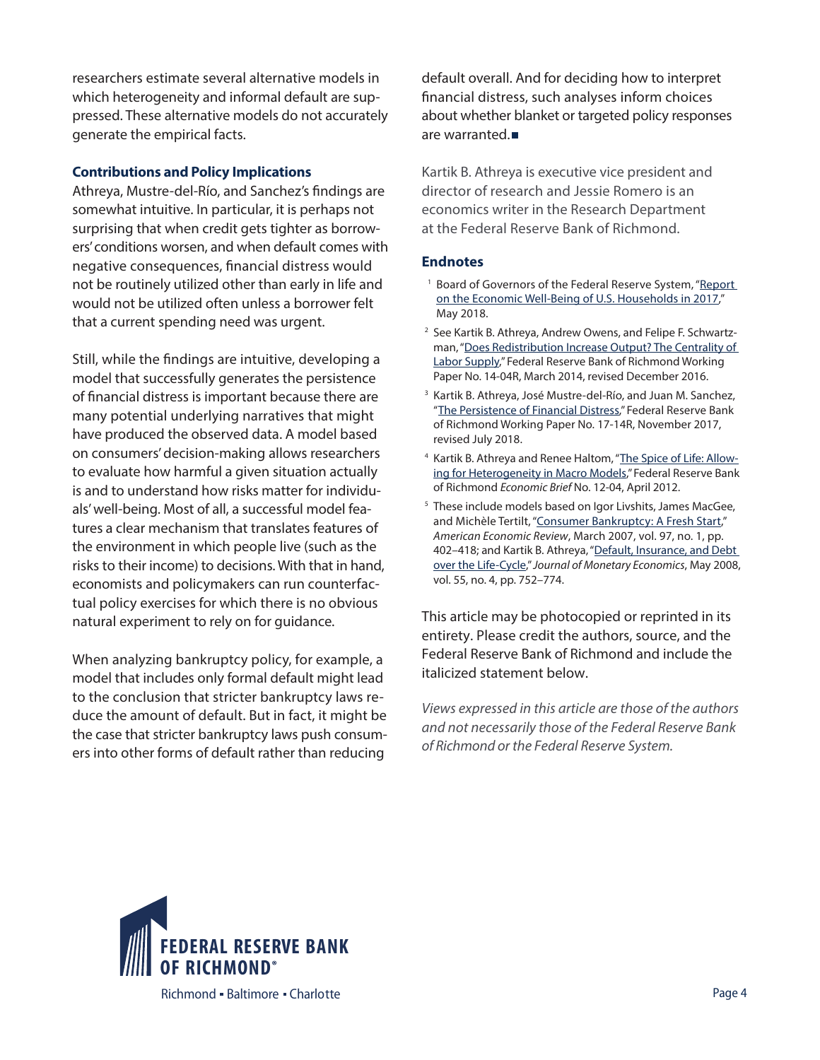researchers estimate several alternative models in which heterogeneity and informal default are suppressed. These alternative models do not accurately generate the empirical facts.

### Contributions and Policy Implications

Athreya, Mustre-del-Río, and Sanchez's findings are somewhat intuitive. In particular, it is perhaps not surprising that when credit gets tighter as borrowers' conditions worsen, and when default comes with negative consequences, financial distress would not be routinely utilized other than early in life and would not be utilized often unless a borrower felt that a current spending need was urgent.

Still, while the findings are intuitive, developing a model that successfully generates the persistence of financial distress is important because there are many potential underlying narratives that might have produced the observed data. A model based on consumers' decision-making allows researchers to evaluate how harmful a given situation actually is and to understand how risks matter for individuals' well-being. Most of all, a successful model features a clear mechanism that translates features of the environment in which people live (such as the risks to their income) to decisions. With that in hand, economists and policymakers can run counterfactual policy exercises for which there is no obvious natural experiment to rely on for guidance.

When analyzing bankruptcy policy, for example, a model that includes only formal default might lead to the conclusion that stricter bankruptcy laws reduce the amount of default. But in fact, it might be the case that stricter bankruptcy laws push consumers into other forms of default rather than reducing default overall. And for deciding how to interpret financial distress, such analyses inform choices about whether blanket or targeted policy responses are warranted. ■

Kartik B. Athreya is executive vice president and director of research and Jessie Romero is an economics writer in the Research Department at the Federal Reserve Bank of Richmond.

### Endnotes

[1] Board of Governors of the Federal Reserve System, "Report on the Economic Well-Being of U.S. Households in 2017," May 2018.

[2] See Kartik B. Athreya, Andrew Owens, and Felipe F. Schwartzman, "Does Redistribution Increase Output? The Centrality of Labor Supply," Federal Reserve Bank of Richmond Working Paper No. 14-04R, March 2014, revised December 2016.

[3] Kartik B. Athreya, José Mustre-del-Río, and Juan M. Sanchez, "The Persistence of Financial Distress," Federal Reserve Bank of Richmond Working Paper No. 17-14R, November 2017, revised July 2018.

[4] Kartik B. Athreya and Renee Haltom, "The Spice of Life: Allowing for Heterogeneity in Macro Models," Federal Reserve Bank of Richmond *Economic Brief* No. 12-04, April 2012.

[5] These include models based on Igor Livshits, James MacGee, and Michèle Tertilt, "Consumer Bankruptcy: A Fresh Start," *American Economic Review*, March 2007, vol. 97, no. 1, pp. 402–418; and Kartik B. Athreya, "Default, Insurance, and Debt over the Life-Cycle," *Journal of Monetary Economics*, May 2008, vol. 55, no. 4, pp. 752–774.

This article may be photocopied or reprinted in its entirety. Please credit the authors, source, and the Federal Reserve Bank of Richmond and include the italicized statement below.

*Views expressed in this article are those of the authors and not necessarily those of the Federal Reserve Bank of Richmond or the Federal Reserve System.*

FEDERAL RESERVE BANK OF RICHMOND®

Richmond ▪ Baltimore ▪ Charlotte